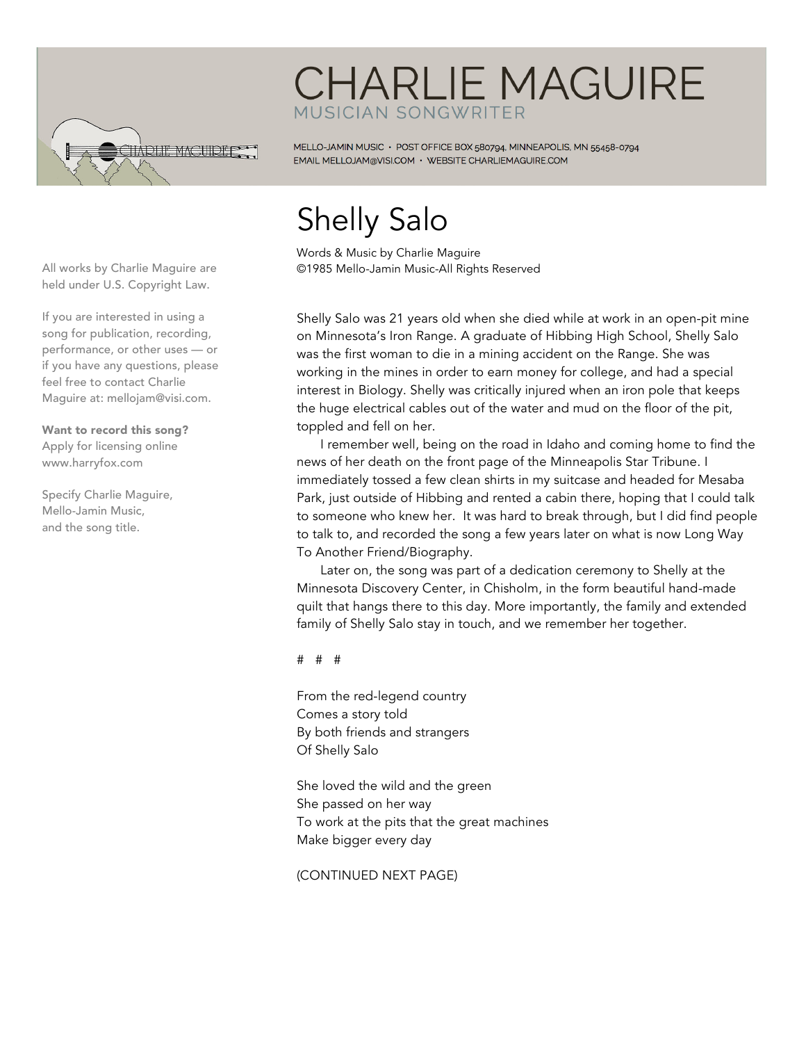# CHARLIE MAGUIRE

MUSICIAN SONGWRITER

MELLO-JAMIN MUSIC • POST OFFICE BOX 580794, MINNEAPOLIS, MN 55458-0794
EMAIL MELLOJAM@VISI.COM • WEBSITE CHARLIEMAGUIRE.COM

All works by Charlie Maguire are held under U.S. Copyright Law.

If you are interested in using a song for publication, recording, performance, or other uses — or if you have any questions, please feel free to contact Charlie Maguire at: mellojam@visi.com.

**Want to record this song?**
Apply for licensing online
www.harryfox.com

Specify Charlie Maguire,
Mello-Jamin Music,
and the song title.

## Shelly Salo

Words & Music by Charlie Maguire
©1985 Mello-Jamin Music-All Rights Reserved

Shelly Salo was 21 years old when she died while at work in an open-pit mine on Minnesota's Iron Range. A graduate of Hibbing High School, Shelly Salo was the first woman to die in a mining accident on the Range. She was working in the mines in order to earn money for college, and had a special interest in Biology. Shelly was critically injured when an iron pole that keeps the huge electrical cables out of the water and mud on the floor of the pit, toppled and fell on her.

I remember well, being on the road in Idaho and coming home to find the news of her death on the front page of the Minneapolis Star Tribune. I immediately tossed a few clean shirts in my suitcase and headed for Mesaba Park, just outside of Hibbing and rented a cabin there, hoping that I could talk to someone who knew her. It was hard to break through, but I did find people to talk to, and recorded the song a few years later on what is now Long Way To Another Friend/Biography.

Later on, the song was part of a dedication ceremony to Shelly at the Minnesota Discovery Center, in Chisholm, in the form beautiful hand-made quilt that hangs there to this day. More importantly, the family and extended family of Shelly Salo stay in touch, and we remember her together.

# # #

From the red-legend country
Comes a story told
By both friends and strangers
Of Shelly Salo

She loved the wild and the green
She passed on her way
To work at the pits that the great machines
Make bigger every day

(CONTINUED NEXT PAGE)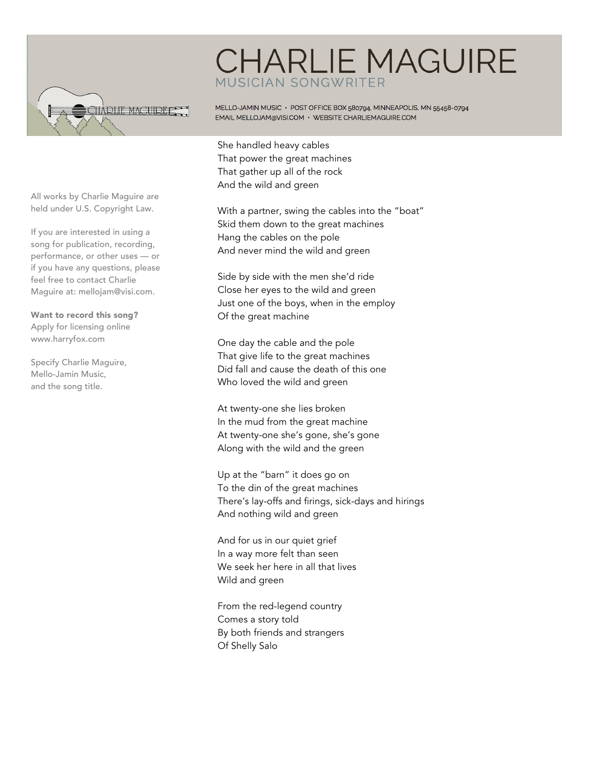# CHARLIE MAGUIRE

MUSICIAN SONGWRITER

MELLO-JAMIN MUSIC • POST OFFICE BOX 580794, MINNEAPOLIS, MN 55458-0794
EMAIL MELLOJAM@VISI.COM • WEBSITE CHARLIEMAGUIRE.COM

All works by Charlie Maguire are held under U.S. Copyright Law.

If you are interested in using a song for publication, recording, performance, or other uses — or if you have any questions, please feel free to contact Charlie Maguire at: mellojam@visi.com.

**Want to record this song?**
Apply for licensing online
www.harryfox.com

Specify Charlie Maguire,
Mello-Jamin Music,
and the song title.

She handled heavy cables
That power the great machines
That gather up all of the rock
And the wild and green

With a partner, swing the cables into the "boat"
Skid them down to the great machines
Hang the cables on the pole
And never mind the wild and green

Side by side with the men she'd ride
Close her eyes to the wild and green
Just one of the boys, when in the employ
Of the great machine

One day the cable and the pole
That give life to the great machines
Did fall and cause the death of this one
Who loved the wild and green

At twenty-one she lies broken
In the mud from the great machine
At twenty-one she's gone, she's gone
Along with the wild and the green

Up at the "barn" it does go on
To the din of the great machines
There's lay-offs and firings, sick-days and hirings
And nothing wild and green

And for us in our quiet grief
In a way more felt than seen
We seek her here in all that lives
Wild and green

From the red-legend country
Comes a story told
By both friends and strangers
Of Shelly Salo